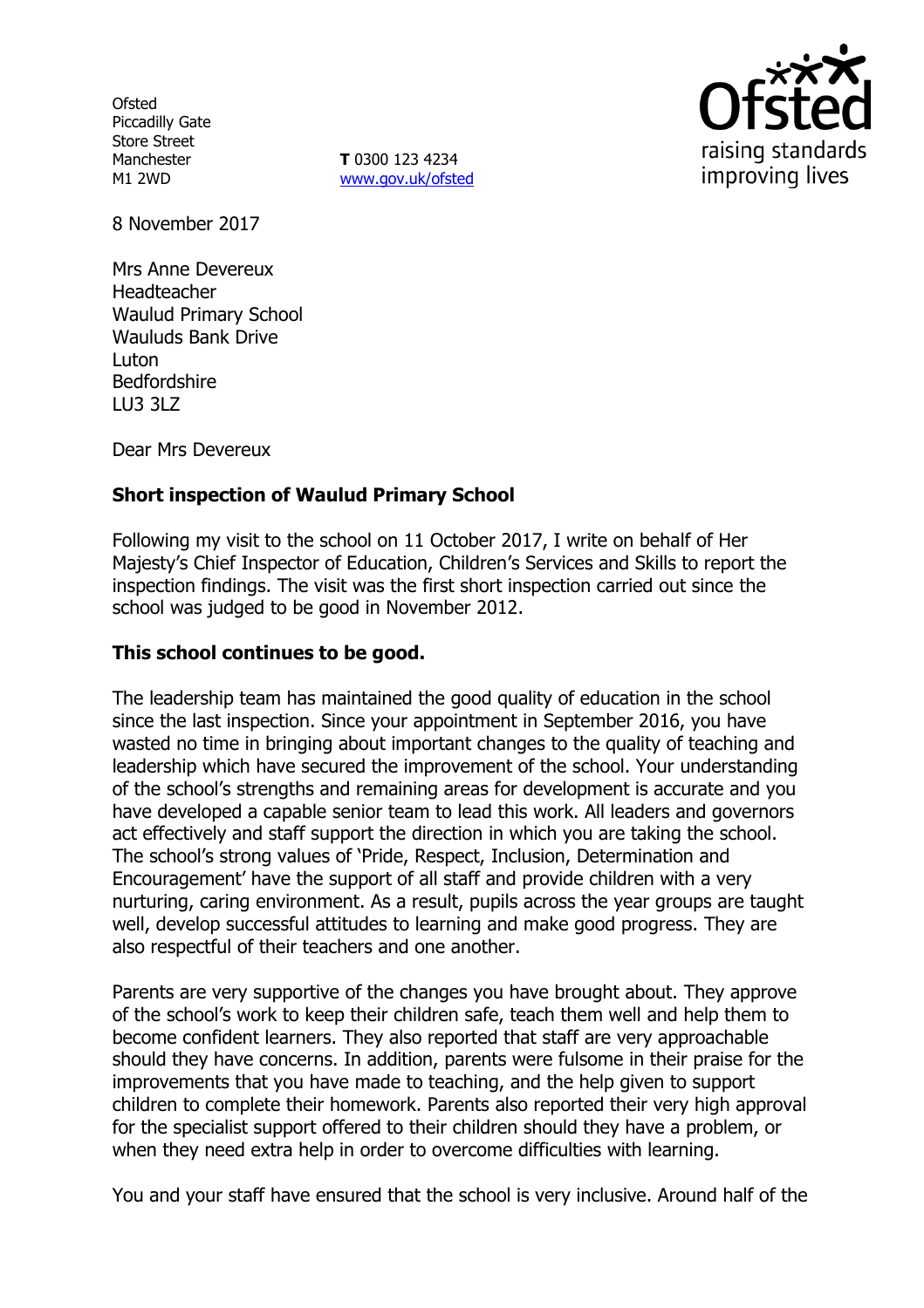Ofsted
Piccadilly Gate
Store Street
Manchester
M1 2WD

**T** 0300 123 4234
www.gov.uk/ofsted

8 November 2017

Mrs Anne Devereux
Headteacher
Waulud Primary School
Waluds Bank Drive
Luton
Bedfordshire
LU3 3LZ

Dear Mrs Devereux

**Short inspection of Waulud Primary School**

Following my visit to the school on 11 October 2017, I write on behalf of Her Majesty's Chief Inspector of Education, Children's Services and Skills to report the inspection findings. The visit was the first short inspection carried out since the school was judged to be good in November 2012.

**This school continues to be good.**

The leadership team has maintained the good quality of education in the school since the last inspection. Since your appointment in September 2016, you have wasted no time in bringing about important changes to the quality of teaching and leadership which have secured the improvement of the school. Your understanding of the school's strengths and remaining areas for development is accurate and you have developed a capable senior team to lead this work. All leaders and governors act effectively and staff support the direction in which you are taking the school. The school's strong values of 'Pride, Respect, Inclusion, Determination and Encouragement' have the support of all staff and provide children with a very nurturing, caring environment. As a result, pupils across the year groups are taught well, develop successful attitudes to learning and make good progress. They are also respectful of their teachers and one another.

Parents are very supportive of the changes you have brought about. They approve of the school's work to keep their children safe, teach them well and help them to become confident learners. They also reported that staff are very approachable should they have concerns. In addition, parents were fulsome in their praise for the improvements that you have made to teaching, and the help given to support children to complete their homework. Parents also reported their very high approval for the specialist support offered to their children should they have a problem, or when they need extra help in order to overcome difficulties with learning.

You and your staff have ensured that the school is very inclusive. Around half of the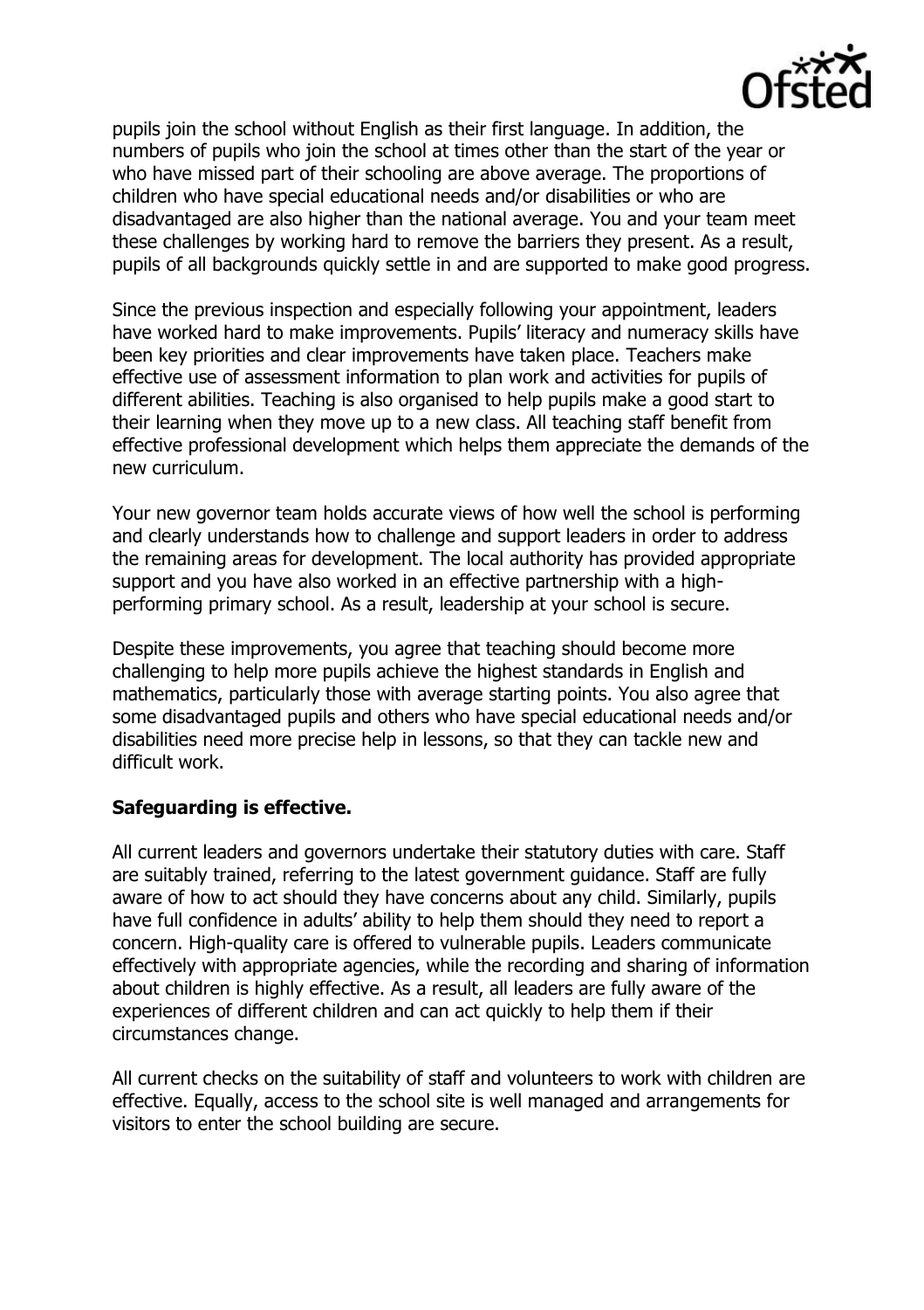pupils join the school without English as their first language. In addition, the numbers of pupils who join the school at times other than the start of the year or who have missed part of their schooling are above average. The proportions of children who have special educational needs and/or disabilities or who are disadvantaged are also higher than the national average. You and your team meet these challenges by working hard to remove the barriers they present. As a result, pupils of all backgrounds quickly settle in and are supported to make good progress.

Since the previous inspection and especially following your appointment, leaders have worked hard to make improvements. Pupils' literacy and numeracy skills have been key priorities and clear improvements have taken place. Teachers make effective use of assessment information to plan work and activities for pupils of different abilities. Teaching is also organised to help pupils make a good start to their learning when they move up to a new class. All teaching staff benefit from effective professional development which helps them appreciate the demands of the new curriculum.

Your new governor team holds accurate views of how well the school is performing and clearly understands how to challenge and support leaders in order to address the remaining areas for development. The local authority has provided appropriate support and you have also worked in an effective partnership with a high-performing primary school. As a result, leadership at your school is secure.

Despite these improvements, you agree that teaching should become more challenging to help more pupils achieve the highest standards in English and mathematics, particularly those with average starting points. You also agree that some disadvantaged pupils and others who have special educational needs and/or disabilities need more precise help in lessons, so that they can tackle new and difficult work.

**Safeguarding is effective.**

All current leaders and governors undertake their statutory duties with care. Staff are suitably trained, referring to the latest government guidance. Staff are fully aware of how to act should they have concerns about any child. Similarly, pupils have full confidence in adults' ability to help them should they need to report a concern. High-quality care is offered to vulnerable pupils. Leaders communicate effectively with appropriate agencies, while the recording and sharing of information about children is highly effective. As a result, all leaders are fully aware of the experiences of different children and can act quickly to help them if their circumstances change.

All current checks on the suitability of staff and volunteers to work with children are effective. Equally, access to the school site is well managed and arrangements for visitors to enter the school building are secure.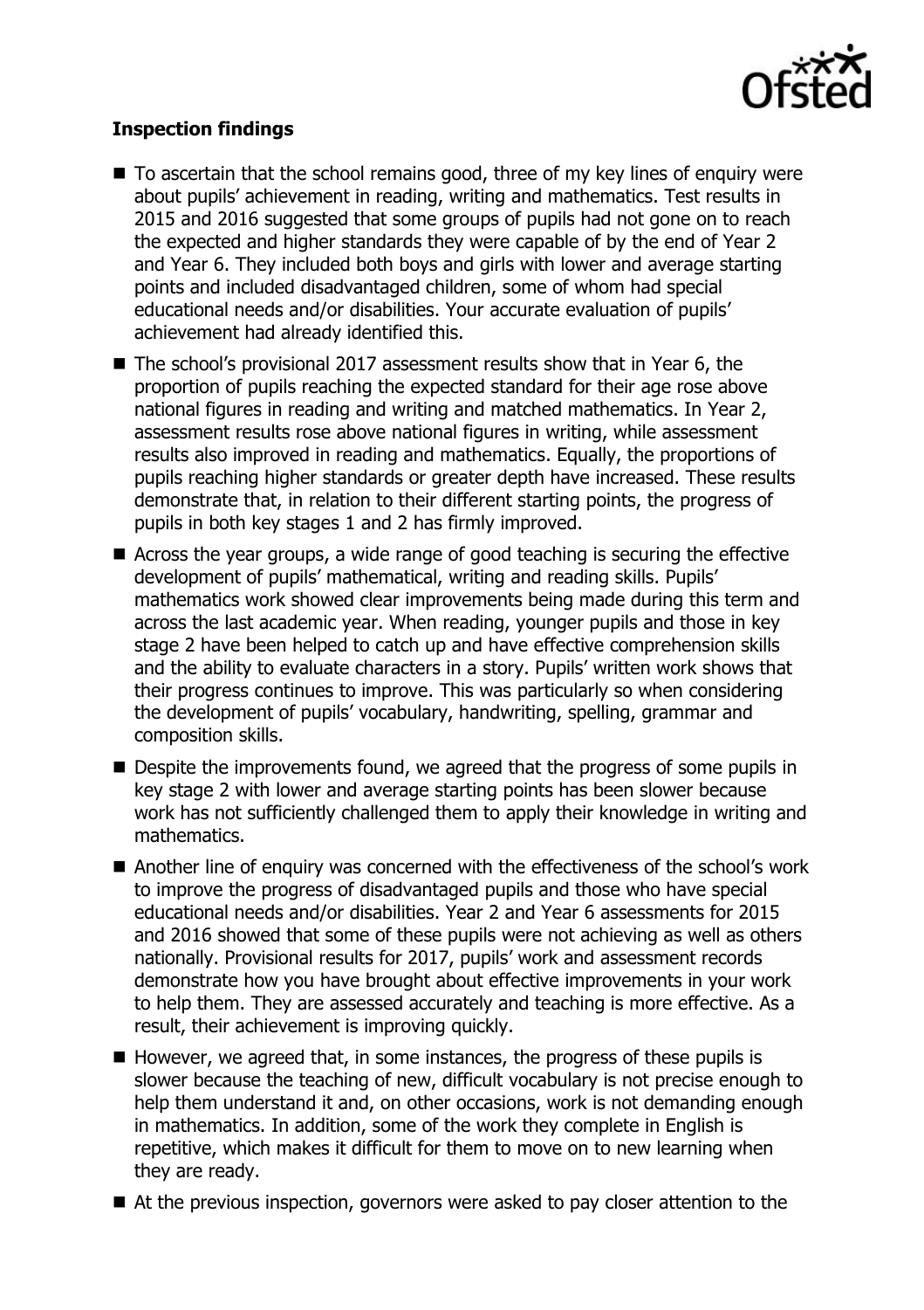**Inspection findings**

- To ascertain that the school remains good, three of my key lines of enquiry were about pupils' achievement in reading, writing and mathematics. Test results in 2015 and 2016 suggested that some groups of pupils had not gone on to reach the expected and higher standards they were capable of by the end of Year 2 and Year 6. They included both boys and girls with lower and average starting points and included disadvantaged children, some of whom had special educational needs and/or disabilities. Your accurate evaluation of pupils' achievement had already identified this.
- The school's provisional 2017 assessment results show that in Year 6, the proportion of pupils reaching the expected standard for their age rose above national figures in reading and writing and matched mathematics. In Year 2, assessment results rose above national figures in writing, while assessment results also improved in reading and mathematics. Equally, the proportions of pupils reaching higher standards or greater depth have increased. These results demonstrate that, in relation to their different starting points, the progress of pupils in both key stages 1 and 2 has firmly improved.
- Across the year groups, a wide range of good teaching is securing the effective development of pupils' mathematical, writing and reading skills. Pupils' mathematics work showed clear improvements being made during this term and across the last academic year. When reading, younger pupils and those in key stage 2 have been helped to catch up and have effective comprehension skills and the ability to evaluate characters in a story. Pupils' written work shows that their progress continues to improve. This was particularly so when considering the development of pupils' vocabulary, handwriting, spelling, grammar and composition skills.
- Despite the improvements found, we agreed that the progress of some pupils in key stage 2 with lower and average starting points has been slower because work has not sufficiently challenged them to apply their knowledge in writing and mathematics.
- Another line of enquiry was concerned with the effectiveness of the school's work to improve the progress of disadvantaged pupils and those who have special educational needs and/or disabilities. Year 2 and Year 6 assessments for 2015 and 2016 showed that some of these pupils were not achieving as well as others nationally. Provisional results for 2017, pupils' work and assessment records demonstrate how you have brought about effective improvements in your work to help them. They are assessed accurately and teaching is more effective. As a result, their achievement is improving quickly.
- However, we agreed that, in some instances, the progress of these pupils is slower because the teaching of new, difficult vocabulary is not precise enough to help them understand it and, on other occasions, work is not demanding enough in mathematics. In addition, some of the work they complete in English is repetitive, which makes it difficult for them to move on to new learning when they are ready.
- At the previous inspection, governors were asked to pay closer attention to the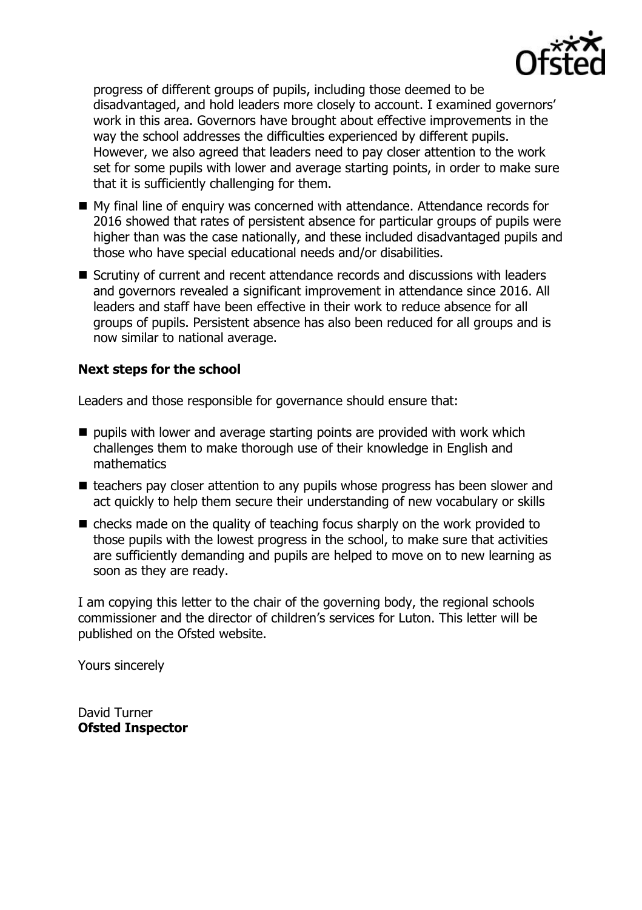progress of different groups of pupils, including those deemed to be disadvantaged, and hold leaders more closely to account. I examined governors' work in this area. Governors have brought about effective improvements in the way the school addresses the difficulties experienced by different pupils. However, we also agreed that leaders need to pay closer attention to the work set for some pupils with lower and average starting points, in order to make sure that it is sufficiently challenging for them.

- My final line of enquiry was concerned with attendance. Attendance records for 2016 showed that rates of persistent absence for particular groups of pupils were higher than was the case nationally, and these included disadvantaged pupils and those who have special educational needs and/or disabilities.
- Scrutiny of current and recent attendance records and discussions with leaders and governors revealed a significant improvement in attendance since 2016. All leaders and staff have been effective in their work to reduce absence for all groups of pupils. Persistent absence has also been reduced for all groups and is now similar to national average.

### Next steps for the school

Leaders and those responsible for governance should ensure that:

- pupils with lower and average starting points are provided with work which challenges them to make thorough use of their knowledge in English and mathematics
- teachers pay closer attention to any pupils whose progress has been slower and act quickly to help them secure their understanding of new vocabulary or skills
- checks made on the quality of teaching focus sharply on the work provided to those pupils with the lowest progress in the school, to make sure that activities are sufficiently demanding and pupils are helped to move on to new learning as soon as they are ready.

I am copying this letter to the chair of the governing body, the regional schools commissioner and the director of children's services for Luton. This letter will be published on the Ofsted website.

Yours sincerely

David Turner
**Ofsted Inspector**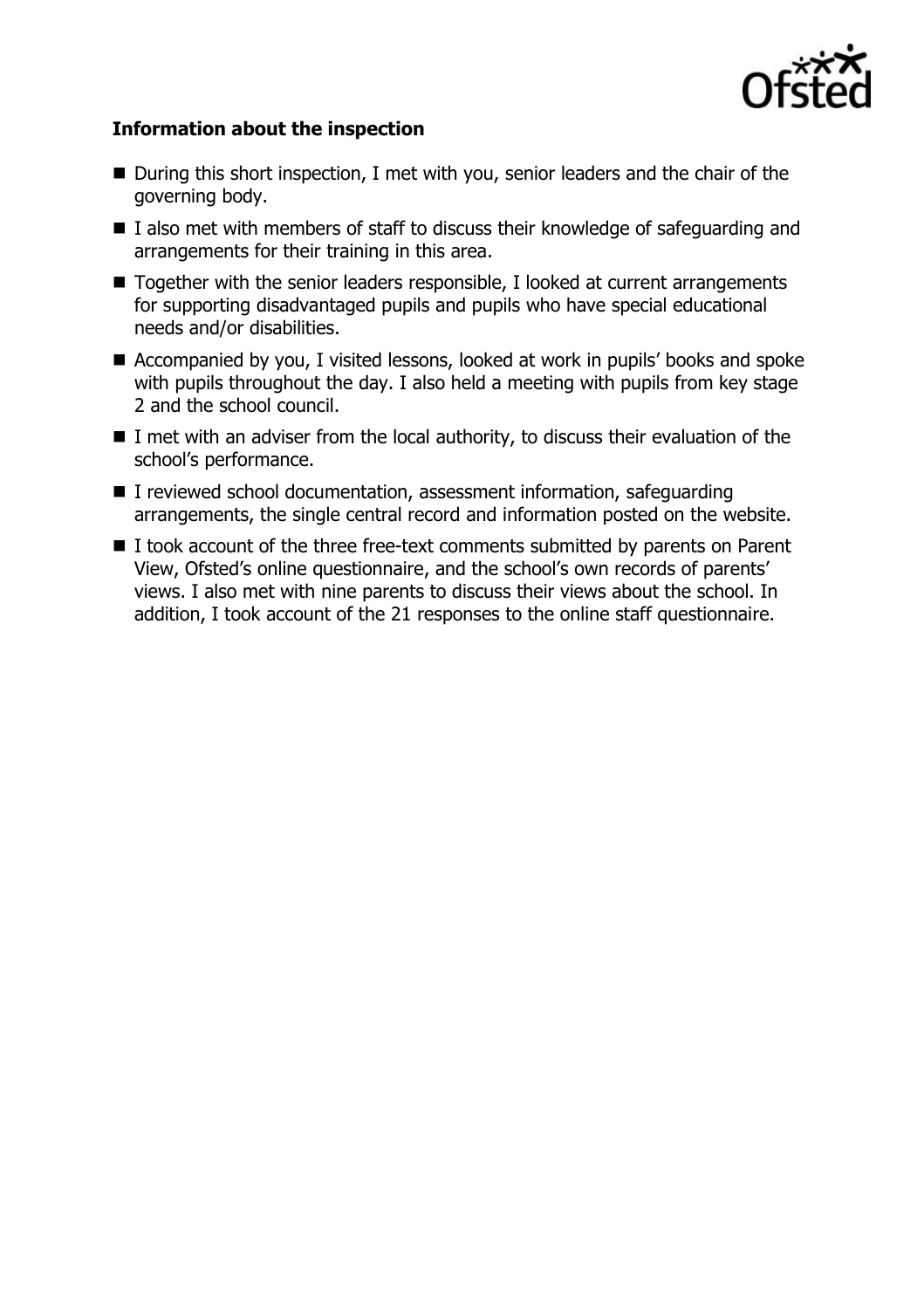**Information about the inspection**

- During this short inspection, I met with you, senior leaders and the chair of the governing body.
- I also met with members of staff to discuss their knowledge of safeguarding and arrangements for their training in this area.
- Together with the senior leaders responsible, I looked at current arrangements for supporting disadvantaged pupils and pupils who have special educational needs and/or disabilities.
- Accompanied by you, I visited lessons, looked at work in pupils' books and spoke with pupils throughout the day. I also held a meeting with pupils from key stage 2 and the school council.
- I met with an adviser from the local authority, to discuss their evaluation of the school's performance.
- I reviewed school documentation, assessment information, safeguarding arrangements, the single central record and information posted on the website.
- I took account of the three free-text comments submitted by parents on Parent View, Ofsted's online questionnaire, and the school's own records of parents' views. I also met with nine parents to discuss their views about the school. In addition, I took account of the 21 responses to the online staff questionnaire.